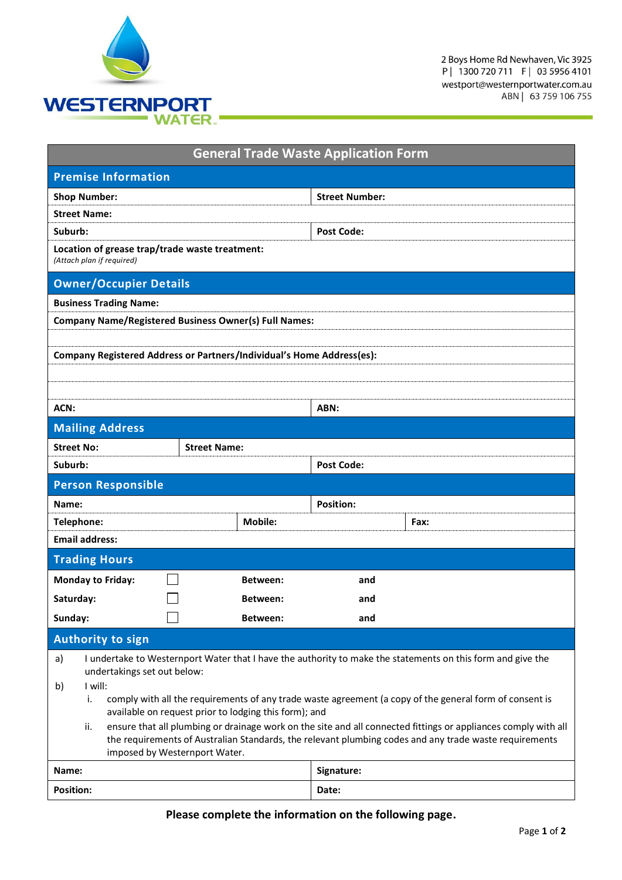WESTERNPORT WATER

2 Boys Home Rd Newhaven, Vic 3925
P | 1300 720 711 F | 03 5956 4101
westport@westernportwater.com.au
ABN | 63 759 106 755

# General Trade Waste Application Form

## Premise Information

| | |
|---|---|
| **Shop Number:** | **Street Number:** |
| **Street Name:** | |
| **Suburb:** | **Post Code:** |
| **Location of grease trap/trade waste treatment:** *(Attach plan if required)* | |

## Owner/Occupier Details

| | |
|---|---|
| **Business Trading Name:** | |
| **Company Name/Registered Business Owner(s) Full Names:** | |
| | |
| **Company Registered Address or Partners/Individual's Home Address(es):** | |
| | |
| | |
| **ACN:** | **ABN:** |

## Mailing Address

| | |
|---|---|
| **Street No:** | **Street Name:** |
| **Suburb:** | **Post Code:** |

## Person Responsible

| | | |
|---|---|---|
| **Name:** | **Position:** | |
| **Telephone:** | **Mobile:** | **Fax:** |
| **Email address:** | | |

## Trading Hours

| | | | |
|---|---|---|---|
| **Monday to Friday:** | ☐ | **Between:** | **and** |
| **Saturday:** | ☐ | **Between:** | **and** |
| **Sunday:** | ☐ | **Between:** | **and** |

## Authority to sign

a) I undertake to Westernport Water that I have the authority to make the statements on this form and give the undertakings set out below:

b) I will:

  i. comply with all the requirements of any trade waste agreement (a copy of the general form of consent is available on request prior to lodging this form); and

  ii. ensure that all plumbing or drainage work on the site and all connected fittings or appliances comply with all the requirements of Australian Standards, the relevant plumbing codes and any trade waste requirements imposed by Westernport Water.

| | |
|---|---|
| **Name:** | **Signature:** |
| **Position:** | **Date:** |

**Please complete the information on the following page.**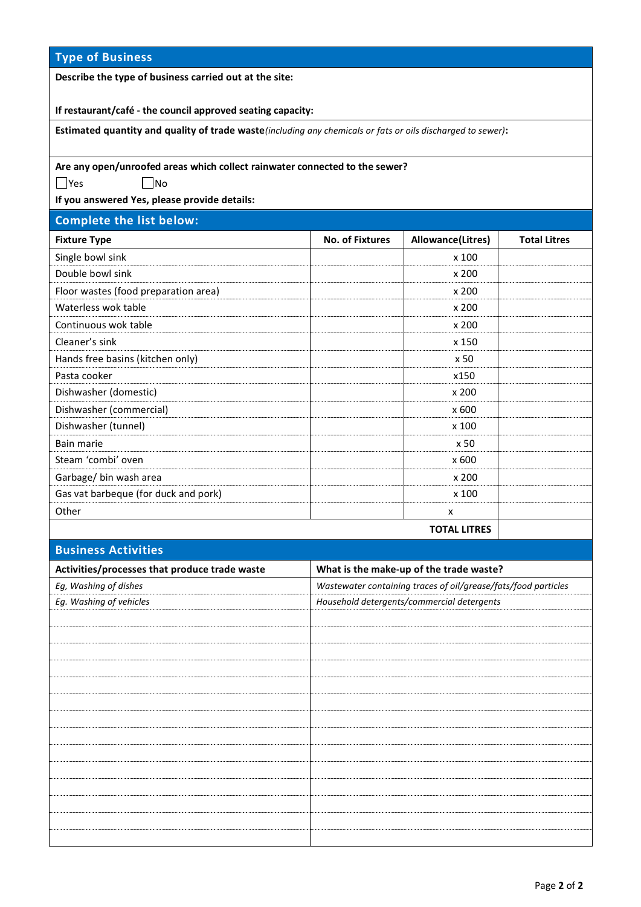## Type of Business

**Describe the type of business carried out at the site:**

**If restaurant/café - the council approved seating capacity:**

**Estimated quantity and quality of trade waste** *(including any chemicals or fats or oils discharged to sewer)***:**

**Are any open/unroofed areas which collect rainwater connected to the sewer?**

☐ Yes ☐ No

**If you answered Yes, please provide details:**

## Complete the list below:

| Fixture Type | No. of Fixtures | Allowance(Litres) | Total Litres |
|---|---|---|---|
| Single bowl sink | | x 100 | |
| Double bowl sink | | x 200 | |
| Floor wastes (food preparation area) | | x 200 | |
| Waterless wok table | | x 200 | |
| Continuous wok table | | x 200 | |
| Cleaner's sink | | x 150 | |
| Hands free basins (kitchen only) | | x 50 | |
| Pasta cooker | | x150 | |
| Dishwasher (domestic) | | x 200 | |
| Dishwasher (commercial) | | x 600 | |
| Dishwasher (tunnel) | | x 100 | |
| Bain marie | | x 50 | |
| Steam 'combi' oven | | x 600 | |
| Garbage/ bin wash area | | x 200 | |
| Gas vat barbeque (for duck and pork) | | x 100 | |
| Other | | x | |
| | | **TOTAL LITRES** | |

## Business Activities

| Activities/processes that produce trade waste | What is the make-up of the trade waste? |
|---|---|
| *Eg, Washing of dishes* | *Wastewater containing traces of oil/grease/fats/food particles* |
| *Eg. Washing of vehicles* | *Household detergents/commercial detergents* |
| | |
| | |
| | |
| | |
| | |
| | |
| | |
| | |
| | |
| | |
| | |
| | |
| | |
| | |